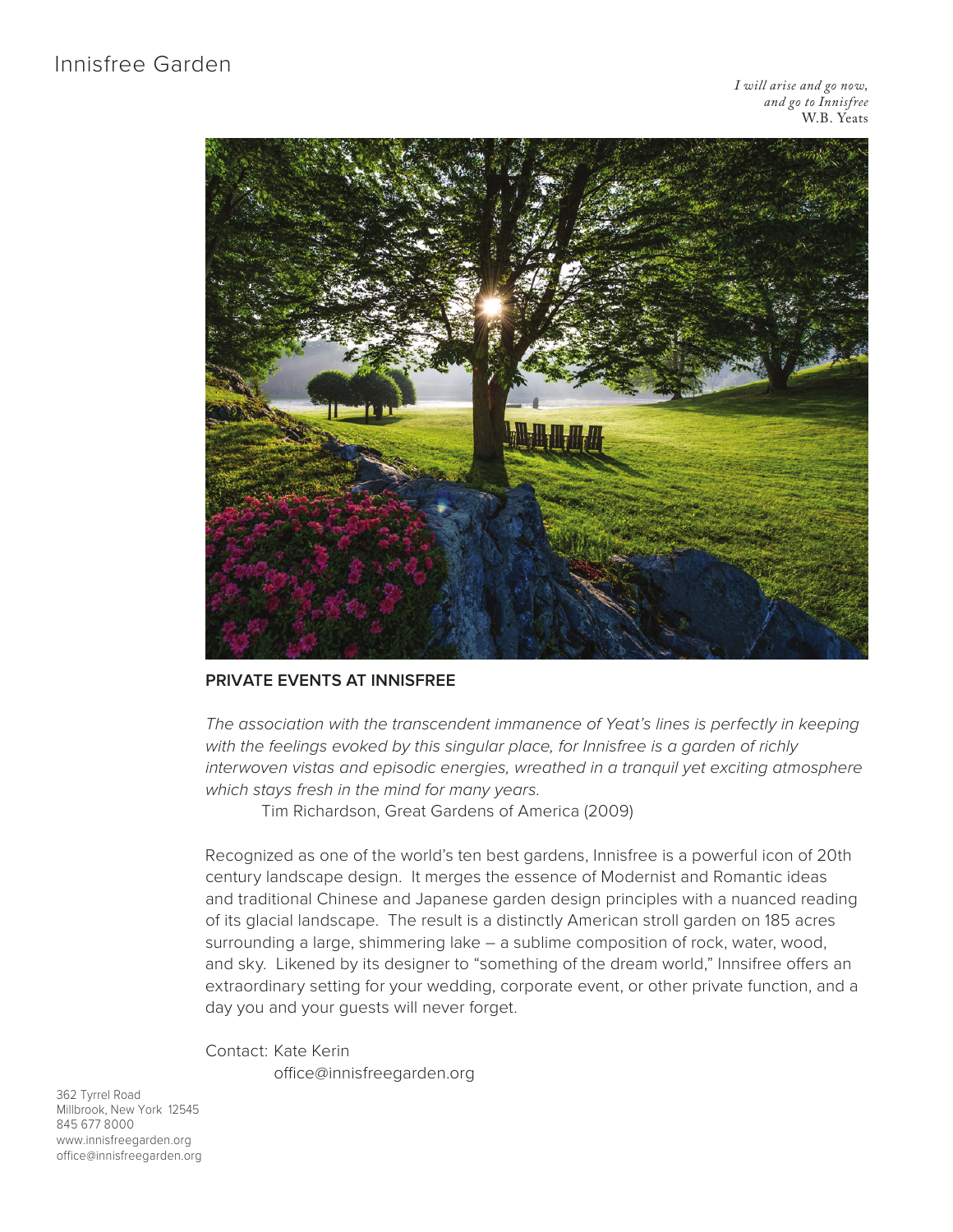# Innisfree Garden

*I will arise and go now,*
*and go to Innisfree*
W.B. Yeats

**PRIVATE EVENTS AT INNISFREE**

*The association with the transcendent immanence of Yeat's lines is perfectly in keeping with the feelings evoked by this singular place, for Innisfree is a garden of richly interwoven vistas and episodic energies, wreathed in a tranquil yet exciting atmosphere which stays fresh in the mind for many years.*

Tim Richardson, Great Gardens of America (2009)

Recognized as one of the world's ten best gardens, Innisfree is a powerful icon of 20th century landscape design. It merges the essence of Modernist and Romantic ideas and traditional Chinese and Japanese garden design principles with a nuanced reading of its glacial landscape. The result is a distinctly American stroll garden on 185 acres surrounding a large, shimmering lake – a sublime composition of rock, water, wood, and sky. Likened by its designer to "something of the dream world," Innsifree offers an extraordinary setting for your wedding, corporate event, or other private function, and a day you and your guests will never forget.

Contact: Kate Kerin
office@innisfreegarden.org

362 Tyrrel Road
Millbrook, New York 12545
845 677 8000
www.innisfreegarden.org
office@innisfreegarden.org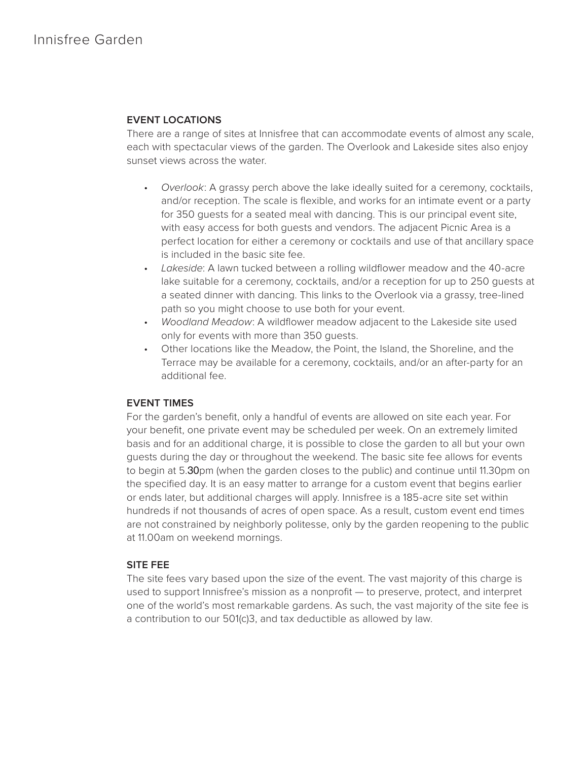## EVENT LOCATIONS

There are a range of sites at Innisfree that can accommodate events of almost any scale, each with spectacular views of the garden. The Overlook and Lakeside sites also enjoy sunset views across the water.

- *Overlook*: A grassy perch above the lake ideally suited for a ceremony, cocktails, and/or reception. The scale is flexible, and works for an intimate event or a party for 350 guests for a seated meal with dancing. This is our principal event site, with easy access for both guests and vendors. The adjacent Picnic Area is a perfect location for either a ceremony or cocktails and use of that ancillary space is included in the basic site fee.
- *Lakeside*: A lawn tucked between a rolling wildflower meadow and the 40-acre lake suitable for a ceremony, cocktails, and/or a reception for up to 250 guests at a seated dinner with dancing. This links to the Overlook via a grassy, tree-lined path so you might choose to use both for your event.
- *Woodland Meadow*: A wildflower meadow adjacent to the Lakeside site used only for events with more than 350 guests.
- Other locations like the Meadow, the Point, the Island, the Shoreline, and the Terrace may be available for a ceremony, cocktails, and/or an after-party for an additional fee.

## EVENT TIMES

For the garden's benefit, only a handful of events are allowed on site each year. For your benefit, one private event may be scheduled per week. On an extremely limited basis and for an additional charge, it is possible to close the garden to all but your own guests during the day or throughout the weekend. The basic site fee allows for events to begin at 5.30pm (when the garden closes to the public) and continue until 11.30pm on the specified day. It is an easy matter to arrange for a custom event that begins earlier or ends later, but additional charges will apply. Innisfree is a 185-acre site set within hundreds if not thousands of acres of open space. As a result, custom event end times are not constrained by neighborly politesse, only by the garden reopening to the public at 11.00am on weekend mornings.

## SITE FEE

The site fees vary based upon the size of the event. The vast majority of this charge is used to support Innisfree's mission as a nonprofit — to preserve, protect, and interpret one of the world's most remarkable gardens. As such, the vast majority of the site fee is a contribution to our 501(c)3, and tax deductible as allowed by law.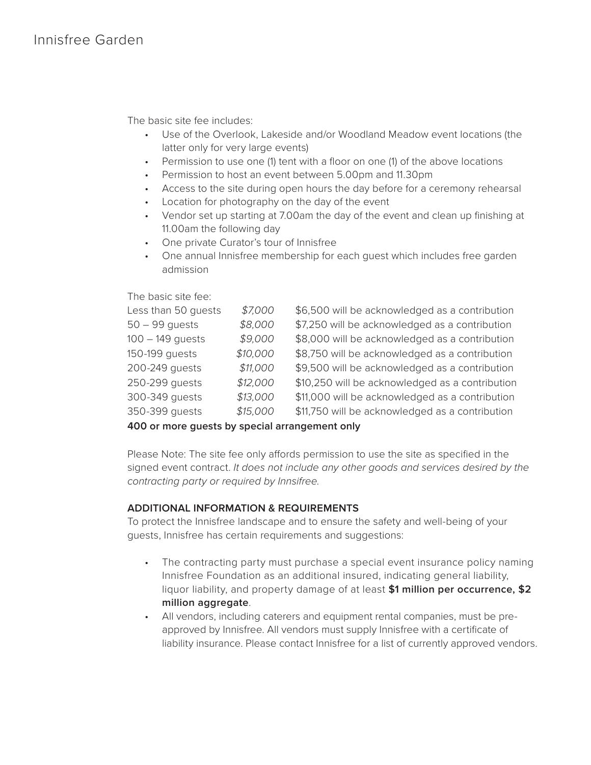The basic site fee includes:

- Use of the Overlook, Lakeside and/or Woodland Meadow event locations (the latter only for very large events)
- Permission to use one (1) tent with a floor on one (1) of the above locations
- Permission to host an event between 5.00pm and 11.30pm
- Access to the site during open hours the day before for a ceremony rehearsal
- Location for photography on the day of the event
- Vendor set up starting at 7.00am the day of the event and clean up finishing at 11.00am the following day
- One private Curator's tour of Innisfree
- One annual Innisfree membership for each guest which includes free garden admission

The basic site fee:

| | | |
|---|---|---|
| Less than 50 guests | *$7,000* | $6,500 will be acknowledged as a contribution |
| 50 – 99 guests | *$8,000* | $7,250 will be acknowledged as a contribution |
| 100 – 149 guests | *$9,000* | $8,000 will be acknowledged as a contribution |
| 150-199 guests | *$10,000* | $8,750 will be acknowledged as a contribution |
| 200-249 guests | *$11,000* | $9,500 will be acknowledged as a contribution |
| 250-299 guests | *$12,000* | $10,250 will be acknowledged as a contribution |
| 300-349 guests | *$13,000* | $11,000 will be acknowledged as a contribution |
| 350-399 guests | *$15,000* | $11,750 will be acknowledged as a contribution |

**400 or more guests by special arrangement only**

Please Note: The site fee only affords permission to use the site as specified in the signed event contract. *It does not include any other goods and services desired by the contracting party or required by Innisfree.*

## ADDITIONAL INFORMATION & REQUIREMENTS

To protect the Innisfree landscape and to ensure the safety and well-being of your guests, Innisfree has certain requirements and suggestions:

- The contracting party must purchase a special event insurance policy naming Innisfree Foundation as an additional insured, indicating general liability, liquor liability, and property damage of at least **$1 million per occurrence, $2 million aggregate**.
- All vendors, including caterers and equipment rental companies, must be pre-approved by Innisfree. All vendors must supply Innisfree with a certificate of liability insurance. Please contact Innisfree for a list of currently approved vendors.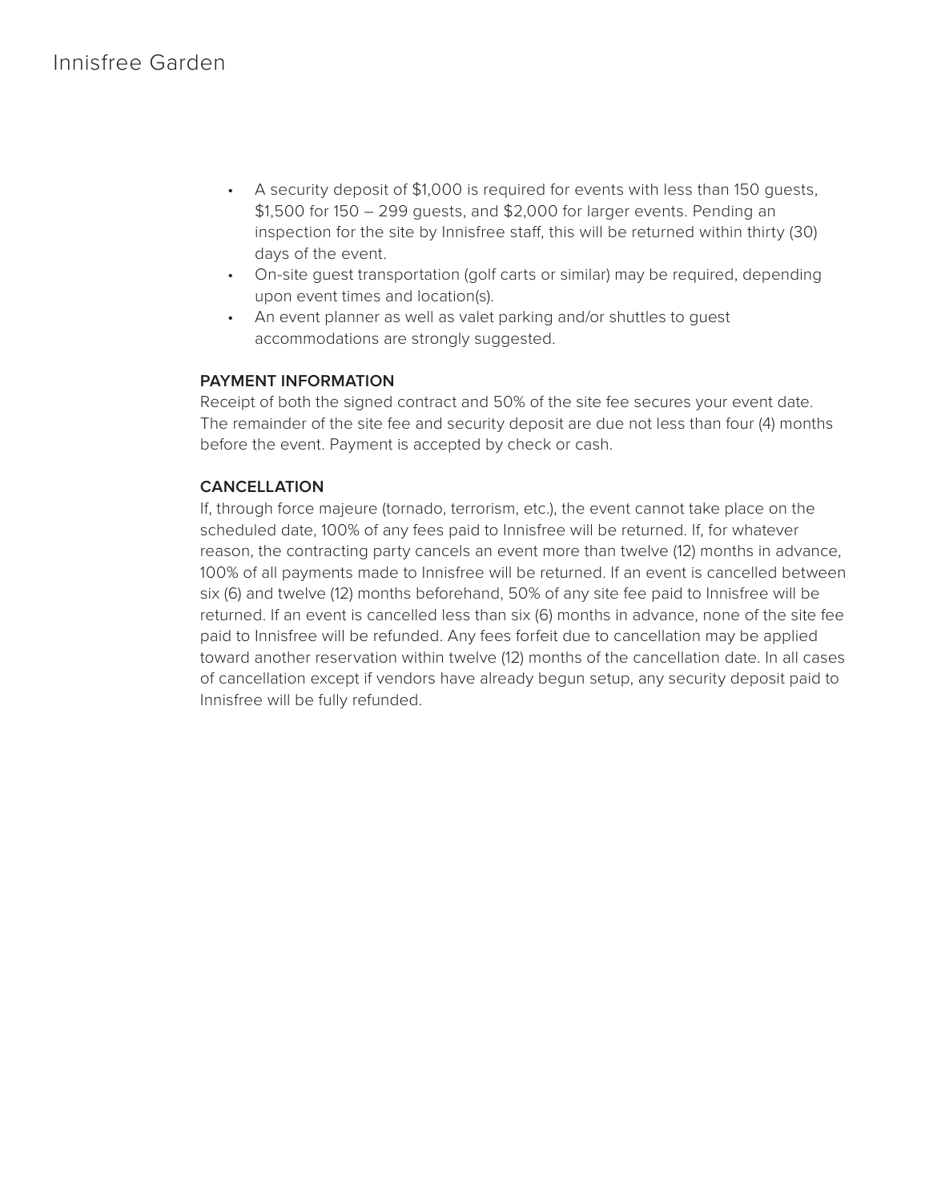- A security deposit of $1,000 is required for events with less than 150 guests, $1,500 for 150 – 299 guests, and $2,000 for larger events. Pending an inspection for the site by Innisfree staff, this will be returned within thirty (30) days of the event.
- On-site guest transportation (golf carts or similar) may be required, depending upon event times and location(s).
- An event planner as well as valet parking and/or shuttles to guest accommodations are strongly suggested.

**PAYMENT INFORMATION**

Receipt of both the signed contract and 50% of the site fee secures your event date. The remainder of the site fee and security deposit are due not less than four (4) months before the event. Payment is accepted by check or cash.

**CANCELLATION**

If, through force majeure (tornado, terrorism, etc.), the event cannot take place on the scheduled date, 100% of any fees paid to Innisfree will be returned. If, for whatever reason, the contracting party cancels an event more than twelve (12) months in advance, 100% of all payments made to Innisfree will be returned. If an event is cancelled between six (6) and twelve (12) months beforehand, 50% of any site fee paid to Innisfree will be returned. If an event is cancelled less than six (6) months in advance, none of the site fee paid to Innisfree will be refunded. Any fees forfeit due to cancellation may be applied toward another reservation within twelve (12) months of the cancellation date. In all cases of cancellation except if vendors have already begun setup, any security deposit paid to Innisfree will be fully refunded.